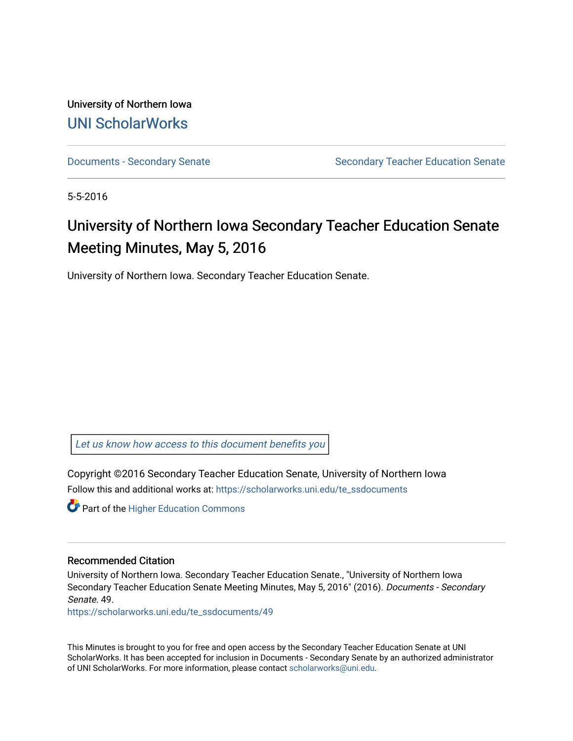University of Northern Iowa

UNI ScholarWorks

Documents - Secondary Senate | Secondary Teacher Education Senate

5-5-2016

# University of Northern Iowa Secondary Teacher Education Senate Meeting Minutes, May 5, 2016

University of Northern Iowa. Secondary Teacher Education Senate.

Let us know how access to this document benefits you

Copyright ©2016 Secondary Teacher Education Senate, University of Northern Iowa

Follow this and additional works at: https://scholarworks.uni.edu/te_ssdocuments

Part of the Higher Education Commons

## Recommended Citation

University of Northern Iowa. Secondary Teacher Education Senate., "University of Northern Iowa Secondary Teacher Education Senate Meeting Minutes, May 5, 2016" (2016). *Documents - Secondary Senate*. 49.
https://scholarworks.uni.edu/te_ssdocuments/49

This Minutes is brought to you for free and open access by the Secondary Teacher Education Senate at UNI ScholarWorks. It has been accepted for inclusion in Documents - Secondary Senate by an authorized administrator of UNI ScholarWorks. For more information, please contact scholarworks@uni.edu.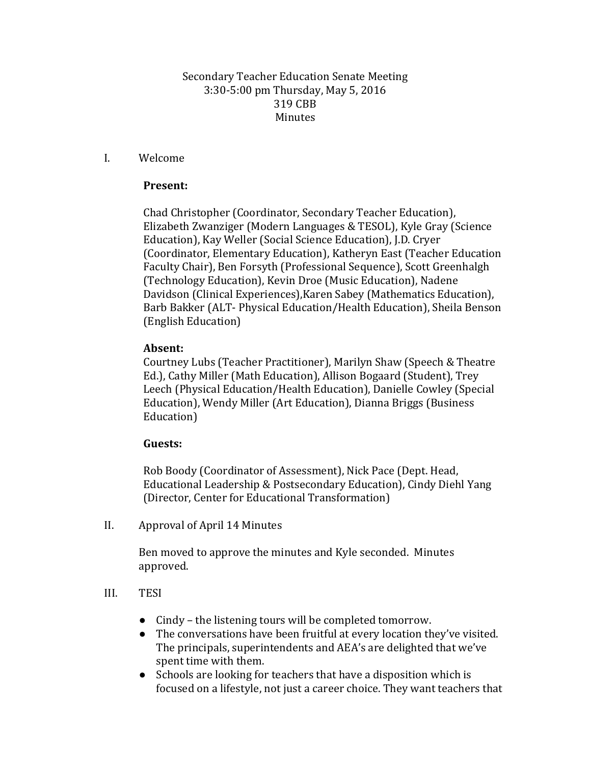Secondary Teacher Education Senate Meeting
3:30-5:00 pm Thursday, May 5, 2016
319 CBB
Minutes

I. Welcome

**Present:**

Chad Christopher (Coordinator, Secondary Teacher Education), Elizabeth Zwanziger (Modern Languages & TESOL), Kyle Gray (Science Education), Kay Weller (Social Science Education), J.D. Cryer (Coordinator, Elementary Education), Katheryn East (Teacher Education Faculty Chair), Ben Forsyth (Professional Sequence), Scott Greenhalgh (Technology Education), Kevin Droe (Music Education), Nadene Davidson (Clinical Experiences),Karen Sabey (Mathematics Education), Barb Bakker (ALT- Physical Education/Health Education), Sheila Benson (English Education)

**Absent:**
Courtney Lubs (Teacher Practitioner), Marilyn Shaw (Speech & Theatre Ed.), Cathy Miller (Math Education), Allison Bogaard (Student), Trey Leech (Physical Education/Health Education), Danielle Cowley (Special Education), Wendy Miller (Art Education), Dianna Briggs (Business Education)

**Guests:**

Rob Boody (Coordinator of Assessment), Nick Pace (Dept. Head, Educational Leadership & Postsecondary Education), Cindy Diehl Yang (Director, Center for Educational Transformation)

II. Approval of April 14 Minutes

Ben moved to approve the minutes and Kyle seconded. Minutes approved.

III. TESI

- Cindy – the listening tours will be completed tomorrow.
- The conversations have been fruitful at every location they've visited. The principals, superintendents and AEA's are delighted that we've spent time with them.
- Schools are looking for teachers that have a disposition which is focused on a lifestyle, not just a career choice. They want teachers that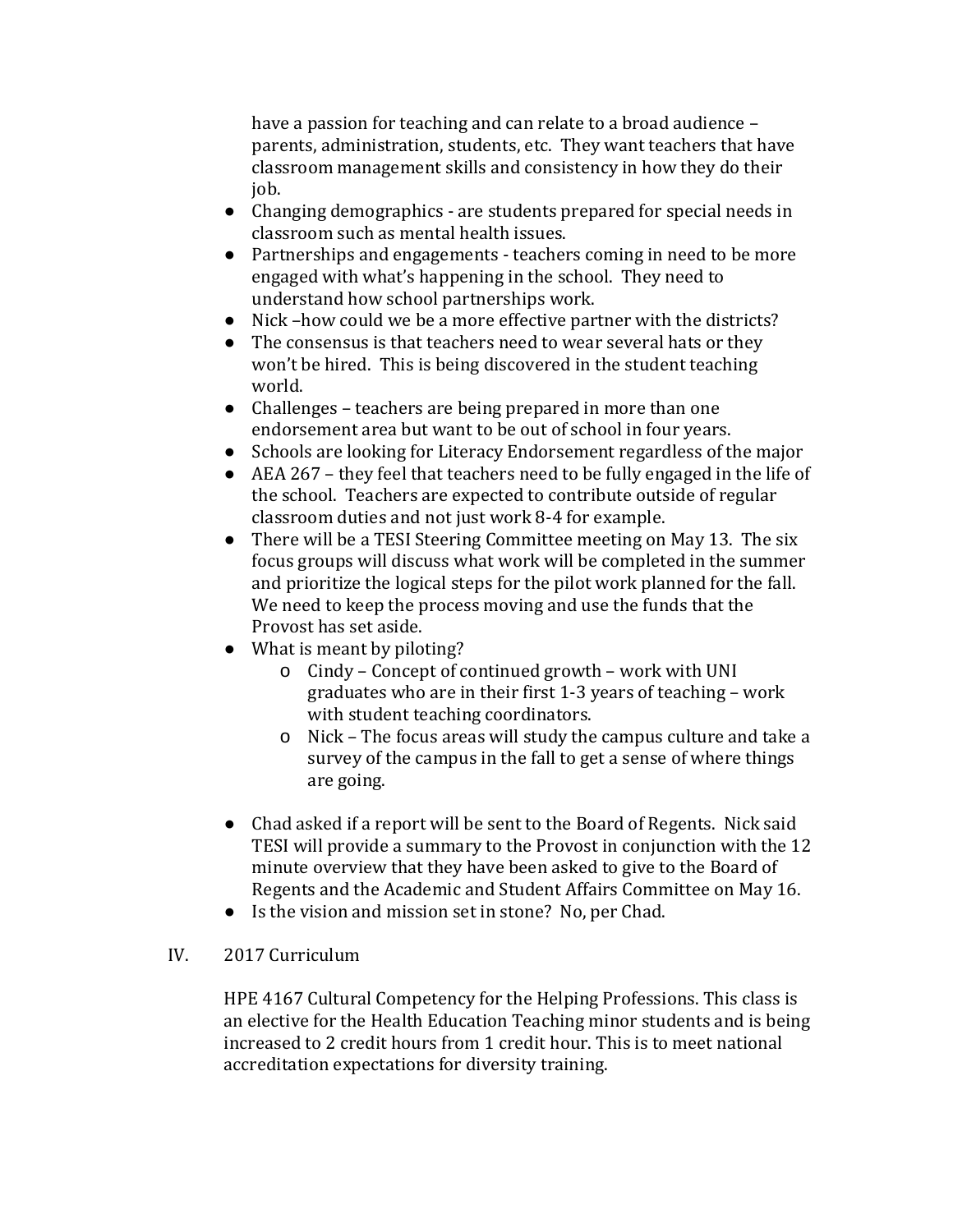have a passion for teaching and can relate to a broad audience – parents, administration, students, etc. They want teachers that have classroom management skills and consistency in how they do their job.

- Changing demographics - are students prepared for special needs in classroom such as mental health issues.
- Partnerships and engagements - teachers coming in need to be more engaged with what's happening in the school. They need to understand how school partnerships work.
- Nick –how could we be a more effective partner with the districts?
- The consensus is that teachers need to wear several hats or they won't be hired. This is being discovered in the student teaching world.
- Challenges – teachers are being prepared in more than one endorsement area but want to be out of school in four years.
- Schools are looking for Literacy Endorsement regardless of the major
- AEA 267 – they feel that teachers need to be fully engaged in the life of the school. Teachers are expected to contribute outside of regular classroom duties and not just work 8-4 for example.
- There will be a TESI Steering Committee meeting on May 13. The six focus groups will discuss what work will be completed in the summer and prioritize the logical steps for the pilot work planned for the fall. We need to keep the process moving and use the funds that the Provost has set aside.
- What is meant by piloting?
    - Cindy – Concept of continued growth – work with UNI graduates who are in their first 1-3 years of teaching – work with student teaching coordinators.
    - Nick – The focus areas will study the campus culture and take a survey of the campus in the fall to get a sense of where things are going.
- Chad asked if a report will be sent to the Board of Regents. Nick said TESI will provide a summary to the Provost in conjunction with the 12 minute overview that they have been asked to give to the Board of Regents and the Academic and Student Affairs Committee on May 16.
- Is the vision and mission set in stone? No, per Chad.

IV. 2017 Curriculum

HPE 4167 Cultural Competency for the Helping Professions. This class is an elective for the Health Education Teaching minor students and is being increased to 2 credit hours from 1 credit hour. This is to meet national accreditation expectations for diversity training.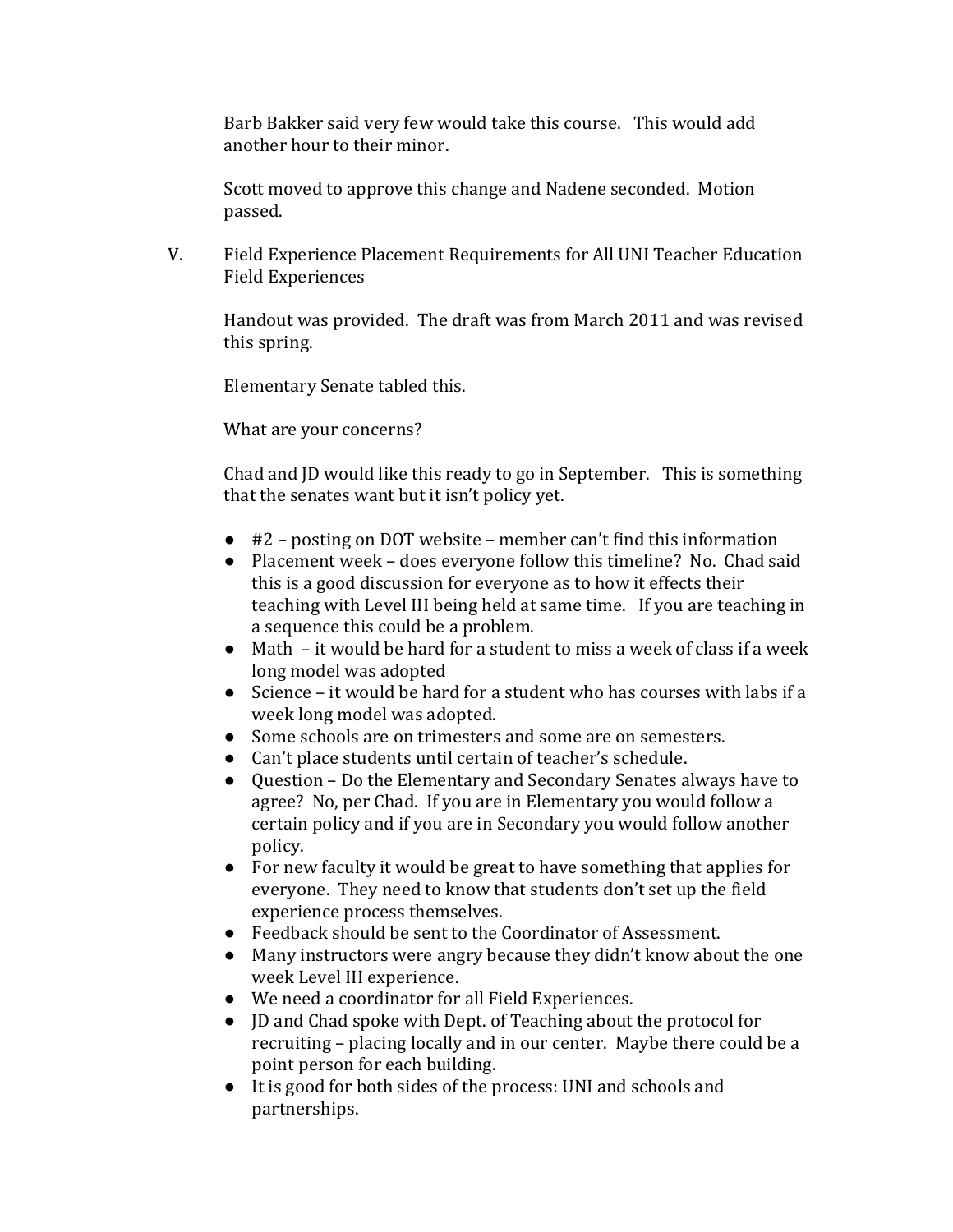Barb Bakker said very few would take this course. This would add another hour to their minor.

Scott moved to approve this change and Nadene seconded. Motion passed.

V. Field Experience Placement Requirements for All UNI Teacher Education Field Experiences

Handout was provided. The draft was from March 2011 and was revised this spring.

Elementary Senate tabled this.

What are your concerns?

Chad and JD would like this ready to go in September. This is something that the senates want but it isn't policy yet.

- #2 – posting on DOT website – member can't find this information
- Placement week – does everyone follow this timeline? No. Chad said this is a good discussion for everyone as to how it effects their teaching with Level III being held at same time. If you are teaching in a sequence this could be a problem.
- Math – it would be hard for a student to miss a week of class if a week long model was adopted
- Science – it would be hard for a student who has courses with labs if a week long model was adopted.
- Some schools are on trimesters and some are on semesters.
- Can't place students until certain of teacher's schedule.
- Question – Do the Elementary and Secondary Senates always have to agree? No, per Chad. If you are in Elementary you would follow a certain policy and if you are in Secondary you would follow another policy.
- For new faculty it would be great to have something that applies for everyone. They need to know that students don't set up the field experience process themselves.
- Feedback should be sent to the Coordinator of Assessment.
- Many instructors were angry because they didn't know about the one week Level III experience.
- We need a coordinator for all Field Experiences.
- JD and Chad spoke with Dept. of Teaching about the protocol for recruiting – placing locally and in our center. Maybe there could be a point person for each building.
- It is good for both sides of the process: UNI and schools and partnerships.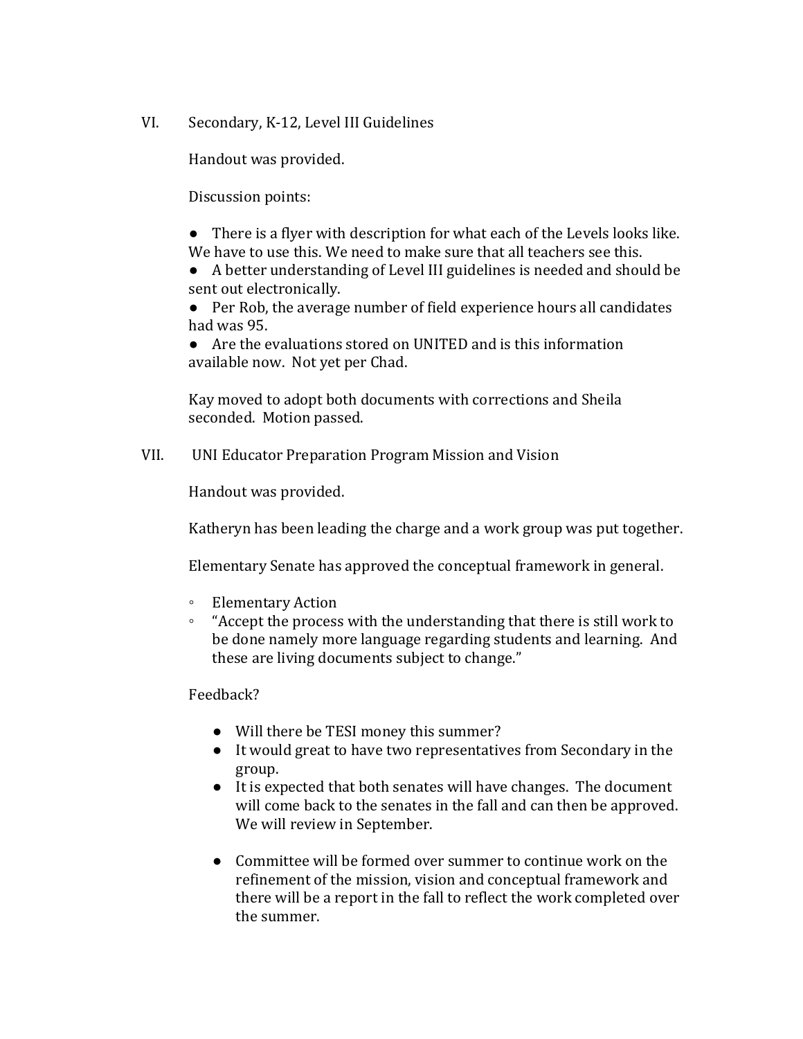VI. Secondary, K-12, Level III Guidelines

Handout was provided.

Discussion points:

- There is a flyer with description for what each of the Levels looks like. We have to use this. We need to make sure that all teachers see this.
- A better understanding of Level III guidelines is needed and should be sent out electronically.
- Per Rob, the average number of field experience hours all candidates had was 95.
- Are the evaluations stored on UNITED and is this information available now. Not yet per Chad.

Kay moved to adopt both documents with corrections and Sheila seconded. Motion passed.

VII. UNI Educator Preparation Program Mission and Vision

Handout was provided.

Katheryn has been leading the charge and a work group was put together.

Elementary Senate has approved the conceptual framework in general.

- Elementary Action
- "Accept the process with the understanding that there is still work to be done namely more language regarding students and learning. And these are living documents subject to change."

Feedback?

- Will there be TESI money this summer?
- It would great to have two representatives from Secondary in the group.
- It is expected that both senates will have changes. The document will come back to the senates in the fall and can then be approved. We will review in September.
- Committee will be formed over summer to continue work on the refinement of the mission, vision and conceptual framework and there will be a report in the fall to reflect the work completed over the summer.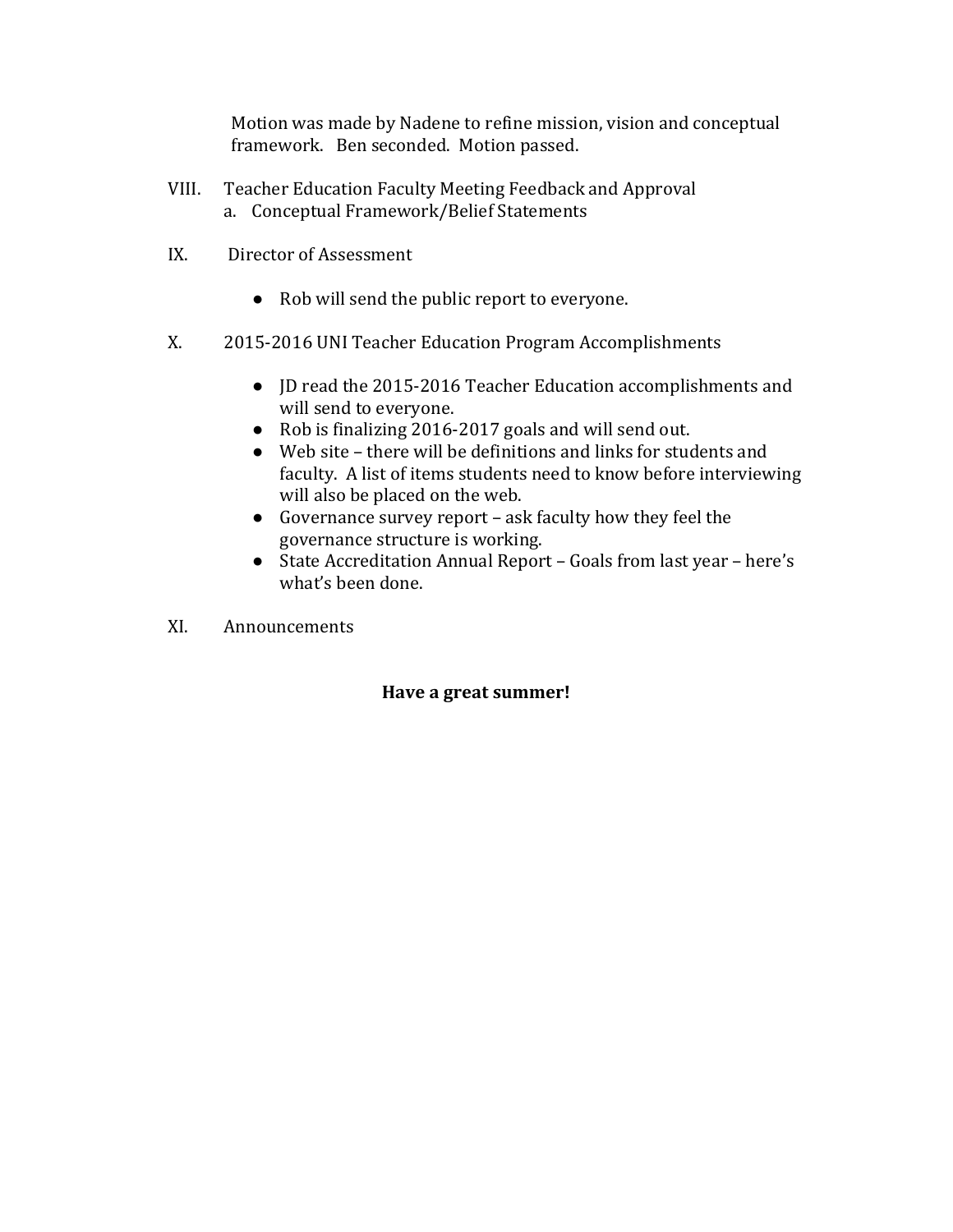Motion was made by Nadene to refine mission, vision and conceptual framework. Ben seconded. Motion passed.

VIII. Teacher Education Faculty Meeting Feedback and Approval
  a. Conceptual Framework/Belief Statements

IX. Director of Assessment

- Rob will send the public report to everyone.

X. 2015-2016 UNI Teacher Education Program Accomplishments

- JD read the 2015-2016 Teacher Education accomplishments and will send to everyone.
- Rob is finalizing 2016-2017 goals and will send out.
- Web site – there will be definitions and links for students and faculty. A list of items students need to know before interviewing will also be placed on the web.
- Governance survey report – ask faculty how they feel the governance structure is working.
- State Accreditation Annual Report – Goals from last year – here's what's been done.

XI. Announcements

**Have a great summer!**